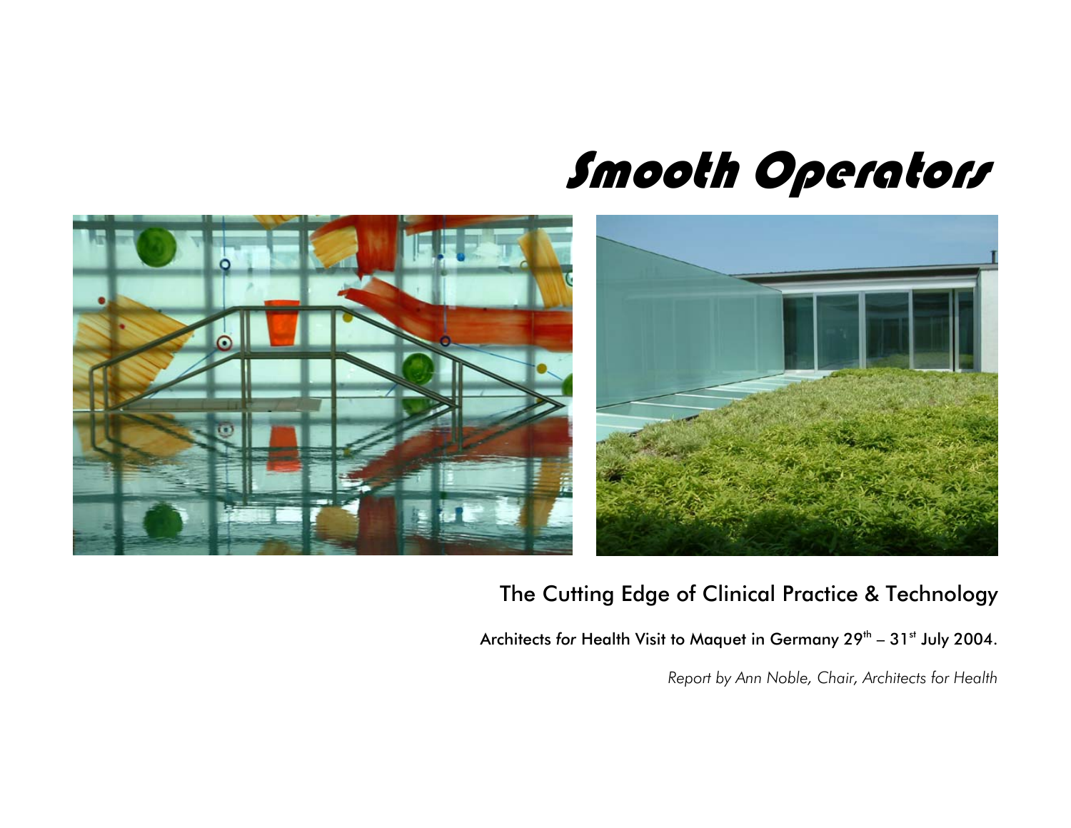# Smooth Operators

## The Cutting Edge of Clinical Practice & Technology

Architects *for* Health Visit to Maquet in Germany 29th – 31st July 2004.

*Report by Ann Noble, Chair, Architects for Health*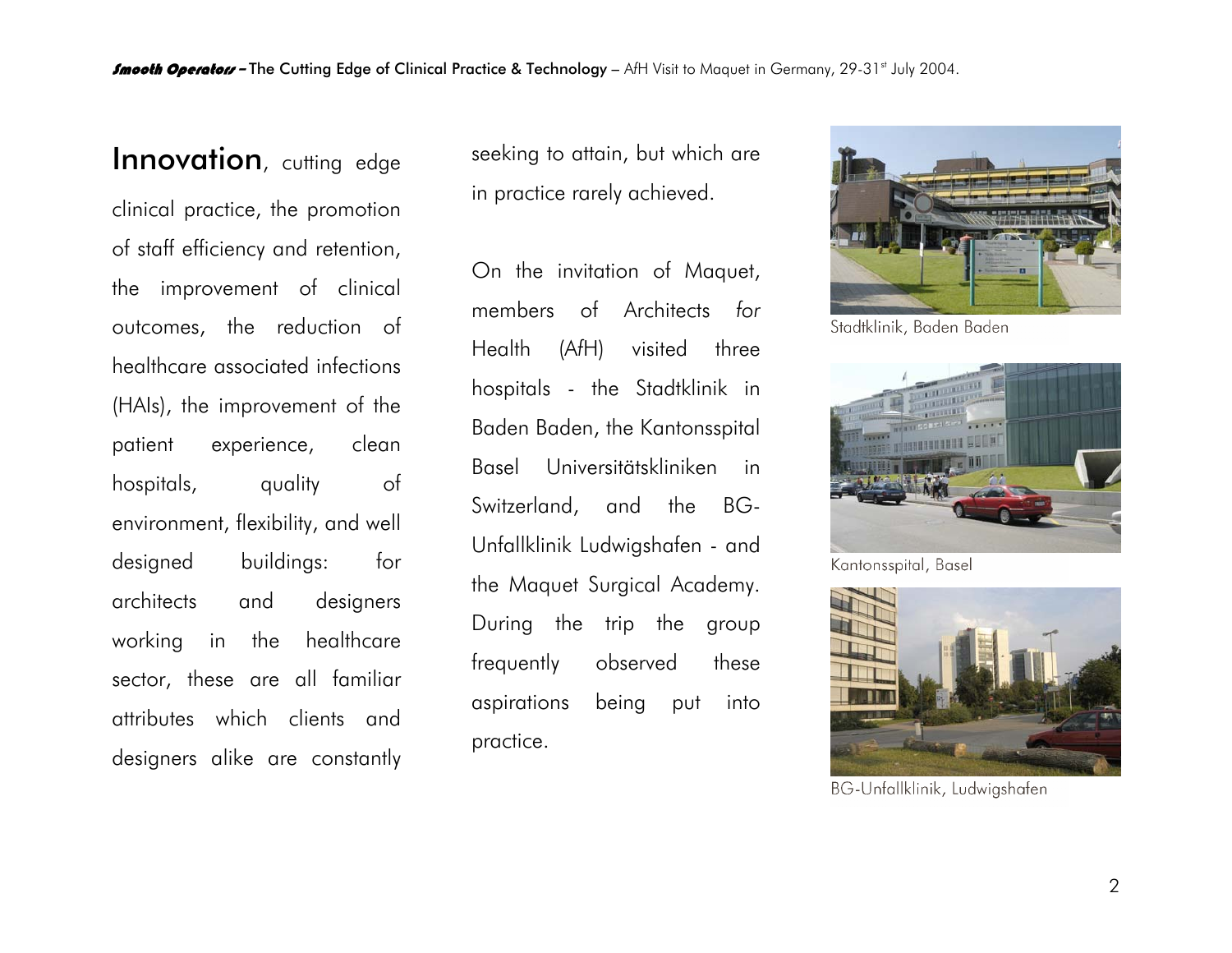**Innovation**, cutting edge clinical practice, the promotion of staff efficiency and retention, the improvement of clinical outcomes, the reduction of healthcare associated infections (HAIs), the improvement of the patient experience, clean hospitals, quality of environment, flexibility, and well designed buildings: for architects and designers working in the healthcare sector, these are all familiar attributes which clients and designers alike are constantly seeking to attain, but which are in practice rarely achieved.

On the invitation of Maquet, members of Architects *for* Health (A*f*H) visited three hospitals - the Stadtklinik in Baden Baden, the Kantonsspital Basel Universitätskliniken in Switzerland, and the BG-Unfallklinik Ludwigshafen - and the Maquet Surgical Academy. During the trip the group frequently observed these aspirations being put into practice.

Stadtklinik, Baden Baden

Kantonsspital, Basel

BG-Unfallklinik, Ludwigshafen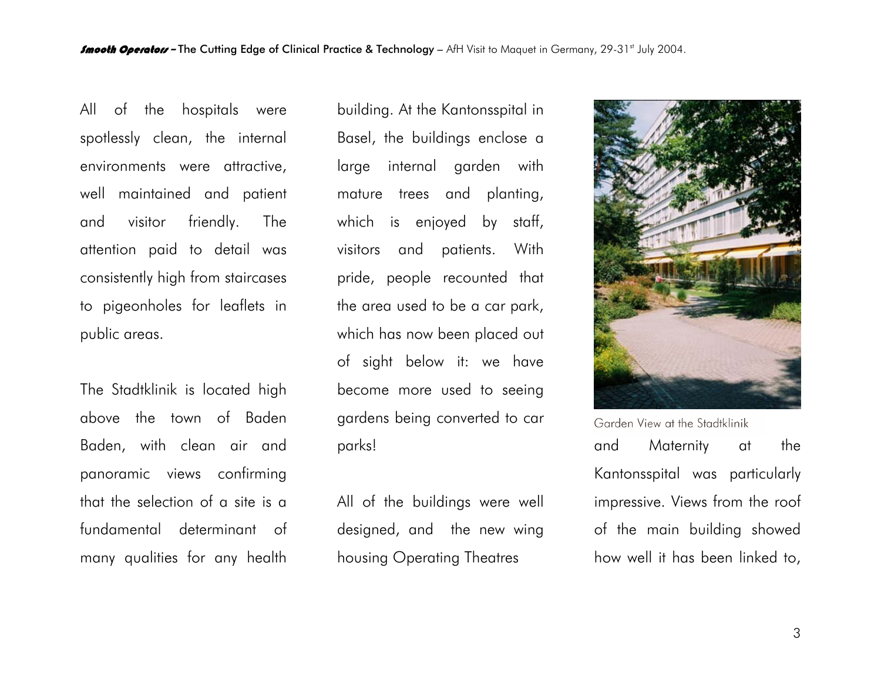All of the hospitals were spotlessly clean, the internal environments were attractive, well maintained and patient and visitor friendly. The attention paid to detail was consistently high from staircases to pigeonholes for leaflets in public areas.

The Stadtklinik is located high above the town of Baden Baden, with clean air and panoramic views confirming that the selection of a site is a fundamental determinant of many qualities for any health building. At the Kantonsspital in Basel, the buildings enclose a large internal garden with mature trees and planting, which is enjoyed by staff, visitors and patients. With pride, people recounted that the area used to be a car park, which has now been placed out of sight below it: we have become more used to seeing gardens being converted to car parks!

All of the buildings were well designed, and the new wing housing Operating Theatres and Maternity at the Kantonsspital was particularly impressive. Views from the roof of the main building showed how well it has been linked to,

Garden View at the Stadtklinik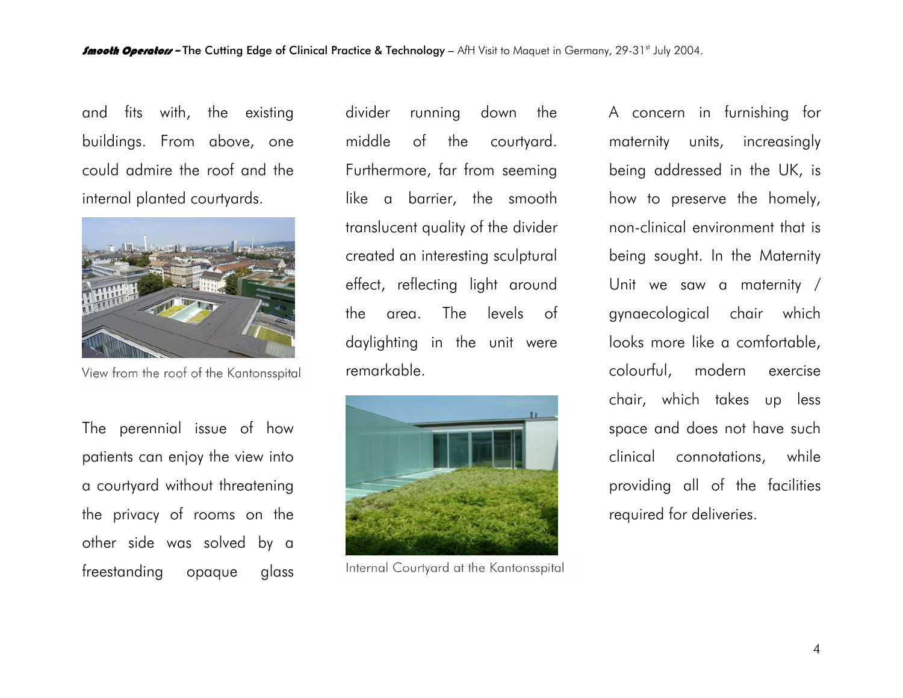and fits with, the existing buildings. From above, one could admire the roof and the internal planted courtyards.

View from the roof of the Kantonsspital

The perennial issue of how patients can enjoy the view into a courtyard without threatening the privacy of rooms on the other side was solved by a freestanding opaque glass divider running down the middle of the courtyard. Furthermore, far from seeming like a barrier, the smooth translucent quality of the divider created an interesting sculptural effect, reflecting light around the area. The levels of daylighting in the unit were remarkable.

Internal Courtyard at the Kantonsspital

A concern in furnishing for maternity units, increasingly being addressed in the UK, is how to preserve the homely, non-clinical environment that is being sought. In the Maternity Unit we saw a maternity / gynaecological chair which looks more like a comfortable, colourful, modern exercise chair, which takes up less space and does not have such clinical connotations, while providing all of the facilities required for deliveries.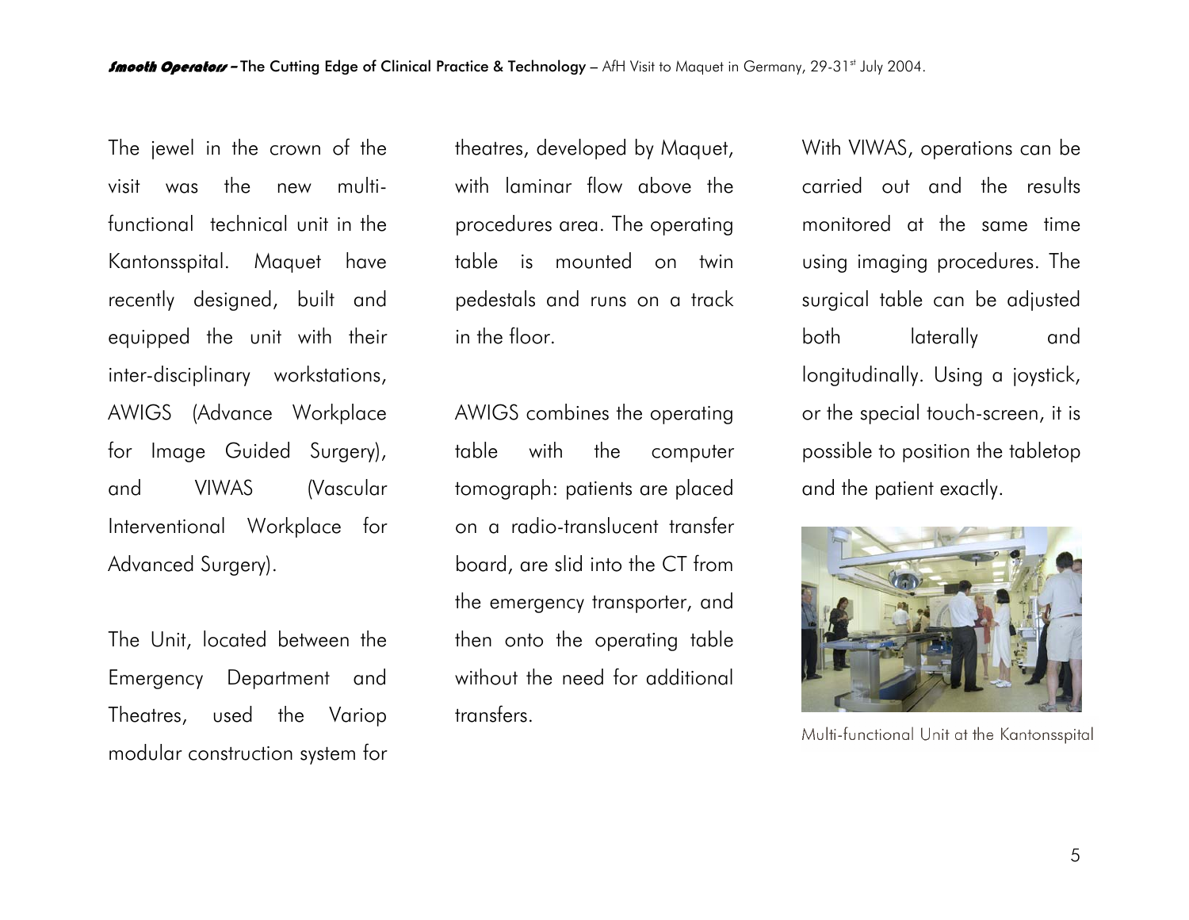The jewel in the crown of the visit was the new multi-functional technical unit in the Kantonsspital. Maquet have recently designed, built and equipped the unit with their inter-disciplinary workstations, AWIGS (Advance Workplace for Image Guided Surgery), and VIWAS (Vascular Interventional Workplace for Advanced Surgery).

The Unit, located between the Emergency Department and Theatres, used the Variop modular construction system for theatres, developed by Maquet, with laminar flow above the procedures area. The operating table is mounted on twin pedestals and runs on a track in the floor.

AWIGS combines the operating table with the computer tomograph: patients are placed on a radio-translucent transfer board, are slid into the CT from the emergency transporter, and then onto the operating table without the need for additional transfers.

With VIWAS, operations can be carried out and the results monitored at the same time using imaging procedures. The surgical table can be adjusted both laterally and longitudinally. Using a joystick, or the special touch-screen, it is possible to position the tabletop and the patient exactly.

Multi-functional Unit at the Kantonsspital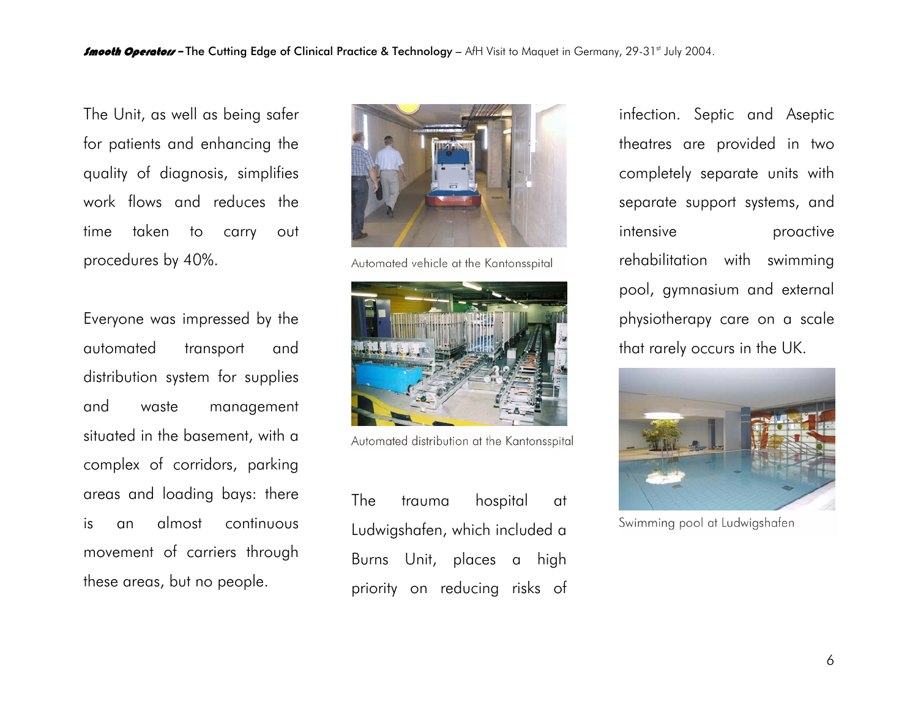The Unit, as well as being safer for patients and enhancing the quality of diagnosis, simplifies work flows and reduces the time taken to carry out procedures by 40%.

Everyone was impressed by the automated transport and distribution system for supplies and waste management situated in the basement, with a complex of corridors, parking areas and loading bays: there is an almost continuous movement of carriers through these areas, but no people.

Automated vehicle at the Kantonsspital

Automated distribution at the Kantonsspital

The trauma hospital at Ludwigshafen, which included a Burns Unit, places a high priority on reducing risks of infection. Septic and Aseptic theatres are provided in two completely separate units with separate support systems, and intensive proactive rehabilitation with swimming pool, gymnasium and external physiotherapy care on a scale that rarely occurs in the UK.

Swimming pool at Ludwigshafen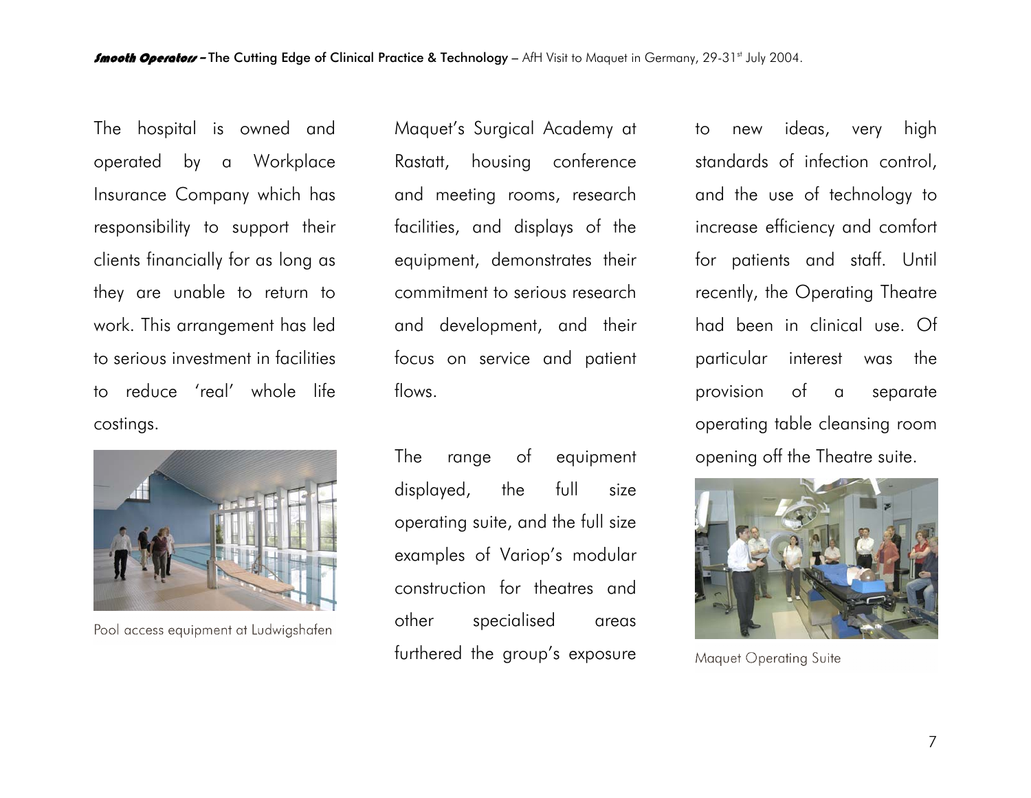The hospital is owned and operated by a Workplace Insurance Company which has responsibility to support their clients financially for as long as they are unable to return to work. This arrangement has led to serious investment in facilities to reduce 'real' whole life costings.

Pool access equipment at Ludwigshafen

Maquet's Surgical Academy at Rastatt, housing conference and meeting rooms, research facilities, and displays of the equipment, demonstrates their commitment to serious research and development, and their focus on service and patient flows.

The range of equipment displayed, the full size operating suite, and the full size examples of Variop's modular construction for theatres and other specialised areas furthered the group's exposure to new ideas, very high standards of infection control, and the use of technology to increase efficiency and comfort for patients and staff. Until recently, the Operating Theatre had been in clinical use. Of particular interest was the provision of a separate operating table cleansing room opening off the Theatre suite.

Maquet Operating Suite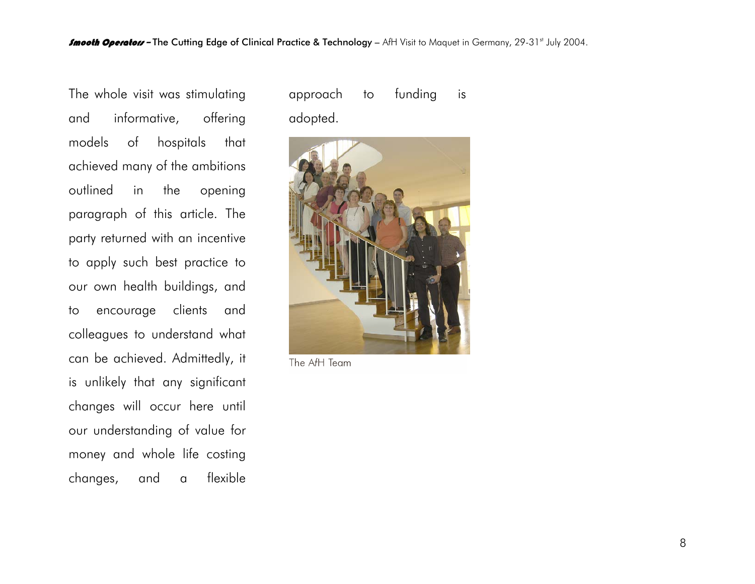The whole visit was stimulating and informative, offering models of hospitals that achieved many of the ambitions outlined in the opening paragraph of this article. The party returned with an incentive to apply such best practice to our own health buildings, and to encourage clients and colleagues to understand what can be achieved. Admittedly, it is unlikely that any significant changes will occur here until our understanding of value for money and whole life costing changes, and a flexible approach to funding is adopted.

The AfH Team